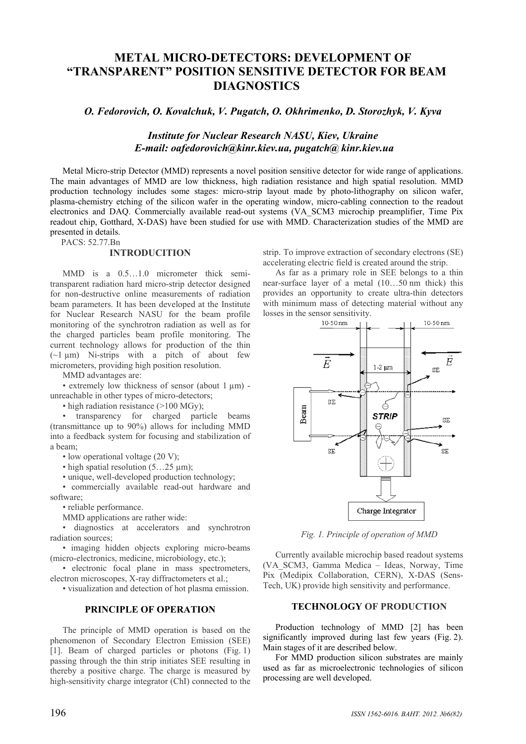# METAL MICRO-DETECTORS: DEVELOPMENT OF "TRANSPARENT" POSITION SENSITIVE DETECTOR FOR BEAM DIAGNOSTICS

*O. Fedorovich, O. Kovalchuk, V. Pugatch, O. Okhrimenko, D. Storozhyk, V. Kyva*

*Institute for Nuclear Research NASU, Kiev, Ukraine*
*E-mail: oafedorovich@kinr.kiev.ua, pugatch@ kinr.kiev.ua*

Metal Micro-strip Detector (MMD) represents a novel position sensitive detector for wide range of applications. The main advantages of MMD are low thickness, high radiation resistance and high spatial resolution. MMD production technology includes some stages: micro-strip layout made by photo-lithography on silicon wafer, plasma-chemistry etching of the silicon wafer in the operating window, micro-cabling connection to the readout electronics and DAQ. Commercially available read-out systems (VA_SCM3 microchip preamplifier, Time Pix readout chip, Gotthard, X-DAS) have been studied for use with MMD. Characterization studies of the MMD are presented in details.

PACS: 52.77.Bn

## INTRODUCITION

MMD is a 0.5…1.0 micrometer thick semi-transparent radiation hard micro-strip detector designed for non-destructive online measurements of radiation beam parameters. It has been developed at the Institute for Nuclear Research NASU for the beam profile monitoring of the synchrotron radiation as well as for the charged particles beam profile monitoring. The current technology allows for production of the thin (~1 µm) Ni-strips with a pitch of about few micrometers, providing high position resolution.

MMD advantages are:

• extremely low thickness of sensor (about 1 µm) - unreachable in other types of micro-detectors;

• high radiation resistance (>100 MGy);

• transparency for charged particle beams (transmittance up to 90%) allows for including MMD into a feedback system for focusing and stabilization of a beam;

• low operational voltage (20 V);

• high spatial resolution (5…25 µm);

• unique, well-developed production technology;

• commercially available read-out hardware and software;

• reliable performance.

MMD applications are rather wide:

• diagnostics at accelerators and synchrotron radiation sources;

• imaging hidden objects exploring micro-beams (micro-electronics, medicine, microbiology, etc.);

• electronic focal plane in mass spectrometers, electron microscopes, X-ray diffractometers et al.;

• visualization and detection of hot plasma emission.

## PRINCIPLE OF OPERATION

The principle of MMD operation is based on the phenomenon of Secondary Electron Emission (SEE) [1]. Beam of charged particles or photons (Fig. 1) passing through the thin strip initiates SEE resulting in thereby a positive charge. The charge is measured by high-sensitivity charge integrator (ChI) connected to the strip. To improve extraction of secondary electrons (SE) accelerating electric field is created around the strip.

As far as a primary role in SEE belongs to a thin near-surface layer of a metal (10…50 nm thick) this provides an opportunity to create ultra-thin detectors with minimum mass of detecting material without any losses in the sensor sensitivity.

*Fig. 1. Principle of operation of MMD*

Currently available microchip based readout systems (VA_SCM3, Gamma Medica – Ideas, Norway, Time Pix (Medipix Collaboration, CERN), X-DAS (Sens-Tech, UK) provide high sensitivity and performance.

## TECHNOLOGY OF PRODUCTION

Production technology of MMD [2] has been significantly improved during last few years (Fig. 2). Main stages of it are described below.

For MMD production silicon substrates are mainly used as far as microelectronic technologies of silicon processing are well developed.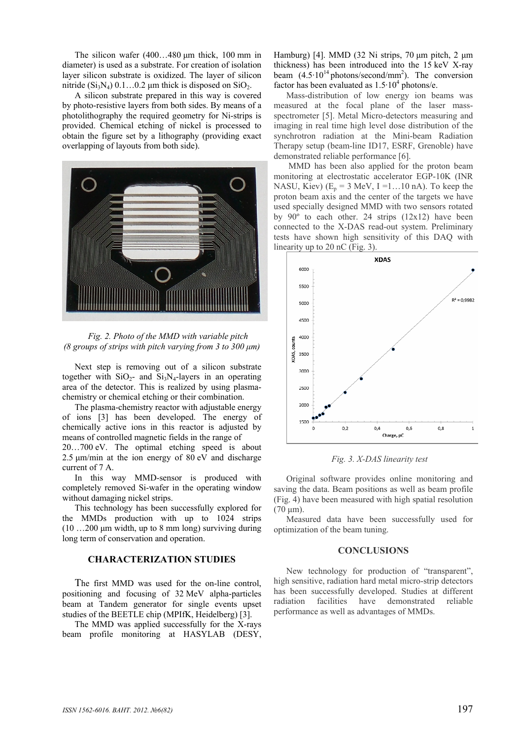The silicon wafer (400…480 µm thick, 100 mm in diameter) is used as a substrate. For creation of isolation layer silicon substrate is oxidized. The layer of silicon nitride ($Si_3N_4$) 0.1…0.2 µm thick is disposed on $SiO_2$.

A silicon substrate prepared in this way is covered by photo-resistive layers from both sides. By means of a photolithography the required geometry for Ni-strips is provided. Chemical etching of nickel is processed to obtain the figure set by a lithography (providing exact overlapping of layouts from both side).

*Fig. 2. Photo of the MMD with variable pitch (8 groups of strips with pitch varying from 3 to 300 µm)*

Next step is removing out of a silicon substrate together with $SiO_2$- and $Si_3N_4$-layers in an operating area of the detector. This is realized by using plasma-chemistry or chemical etching or their combination.

The plasma-chemistry reactor with adjustable energy of ions [3] has been developed. The energy of chemically active ions in this reactor is adjusted by means of controlled magnetic fields in the range of 20…700 eV. The optimal etching speed is about 2.5 µm/min at the ion energy of 80 eV and discharge current of 7 A.

In this way MMD-sensor is produced with completely removed Si-wafer in the operating window without damaging nickel strips.

This technology has been successfully explored for the MMDs production with up to 1024 strips (10 …200 µm width, up to 8 mm long) surviving during long term of conservation and operation.

## CHARACTERIZATION STUDIES

The first MMD was used for the on-line control, positioning and focusing of 32 MeV alpha-particles beam at Tandem generator for single events upset studies of the BEETLE chip (MPIfK, Heidelberg) [3].

The MMD was applied successfully for the X-rays beam profile monitoring at HASYLAB (DESY, Hamburg) [4]. MMD (32 Ni strips, 70 µm pitch, 2 µm thickness) has been introduced into the 15 keV X-ray beam ($4.5 \cdot 10^{14}$ photons/second/mm$^2$). The conversion factor has been evaluated as $1.5 \cdot 10^4$ photons/e.

Mass-distribution of low energy ion beams was measured at the focal plane of the laser mass-spectrometer [5]. Metal Micro-detectors measuring and imaging in real time high level dose distribution of the synchrotron radiation at the Mini-beam Radiation Therapy setup (beam-line ID17, ESRF, Grenoble) have demonstrated reliable performance [6].

MMD has been also applied for the proton beam monitoring at electrostatic accelerator EGP-10K (INR NASU, Kiev) ($E_p$ = 3 MeV, I =1…10 nA). To keep the proton beam axis and the center of the targets we have used specially designed MMD with two sensors rotated by 90º to each other. 24 strips (12x12) have been connected to the X-DAS read-out system. Preliminary tests have shown high sensitivity of this DAQ with linearity up to 20 nC (Fig. 3).

*Fig. 3. X-DAS linearity test*

Original software provides online monitoring and saving the data. Beam positions as well as beam profile (Fig. 4) have been measured with high spatial resolution (70 µm).

Measured data have been successfully used for optimization of the beam tuning.

## CONCLUSIONS

New technology for production of "transparent", high sensitive, radiation hard metal micro-strip detectors has been successfully developed. Studies at different radiation facilities have demonstrated reliable performance as well as advantages of MMDs.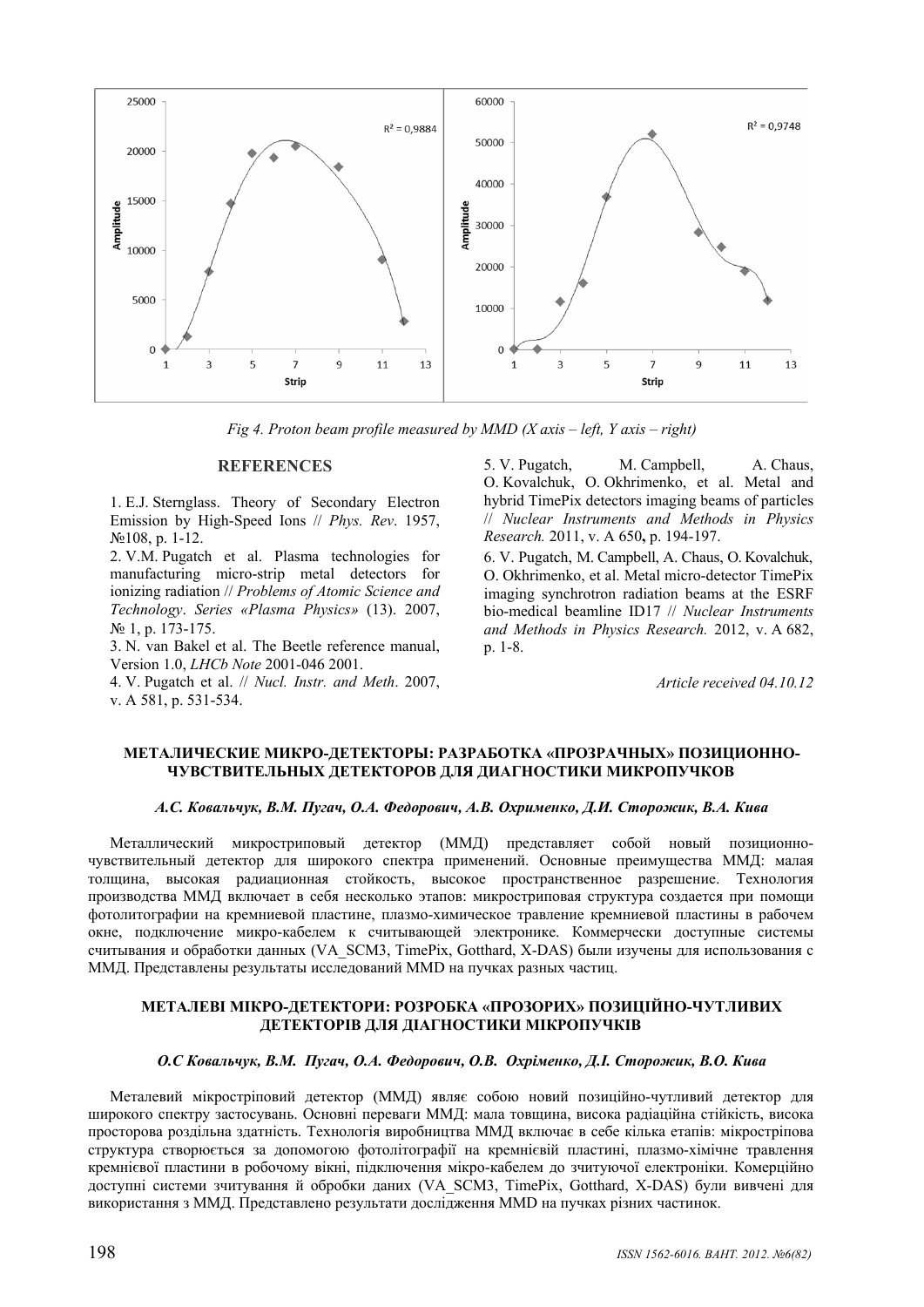25000
20000
15000
10000
5000
0
Amplitude
R² = 0,9884
1 3 5 7 9 11 13
Strip

60000
50000
40000
30000
20000
10000
0
Amplitude
R² = 0,9748
1 3 5 7 9 11 13
Strip

*Fig 4. Proton beam profile measured by MMD (X axis – left, Y axis – right)*

## REFERENCES

1. E.J. Sternglass. Theory of Secondary Electron Emission by High-Speed Ions // *Phys. Rev*. 1957, №108, p. 1-12.
2. V.M. Pugatch et al. Plasma technologies for manufacturing micro-strip metal detectors for ionizing radiation // *Problems of Atomic Science and Technology*. *Series «Plasma Physics»* (13). 2007, № 1, p. 173-175.
3. N. van Bakel et al. The Beetle reference manual, Version 1.0, *LHCb Note* 2001-046 2001.
4. V. Pugatch et al. // *Nucl. Instr. and Meth*. 2007, v. A 581, p. 531-534.
5. V. Pugatch, M. Campbell, A. Chaus, O. Kovalchuk, O. Okhrimenko, et al. Metal and hybrid TimePix detectors imaging beams of particles // *Nuclear Instruments and Methods in Physics Research.* 2011, v. A 650**,** p. 194-197.
6. V. Pugatch, M. Campbell, A. Chaus, O. Kovalchuk, O. Okhrimenko, et al. Metal micro-detector TimePix imaging synchrotron radiation beams at the ESRF bio-medical beamline ID17 // *Nuclear Instruments and Methods in Physics Research.* 2012, v. A 682, p. 1-8.

*Article received 04.10.12*

### МЕТАЛИЧЕСКИЕ МИКРО-ДЕТЕКТОРЫ: РАЗРАБОТКА «ПРОЗРАЧНЫХ» ПОЗИЦИОННО-ЧУВСТВИТЕЛЬНЫХ ДЕТЕКТОРОВ ДЛЯ ДИАГНОСТИКИ МИКРОПУЧКОВ

***А.С. Ковальчук, В.М. Пугач, О.А. Федорович, А.В. Охрименко, Д.И. Сторожик, В.А. Кива***

Металлический микростриповый детектор (ММД) представляет собой новый позиционно-чувствительный детектор для широкого спектра применений. Основные преимущества ММД: малая толщина, высокая радиационная стойкость, высокое пространственное разрешение. Технология производства ММД включает в себя несколько этапов: микростриповая структура создается при помощи фотолитографии на кремниевой пластине, плазмо-химическое травление кремниевой пластины в рабочем окне, подключение микро-кабелем к считывающей электронике. Коммерчески доступные системы считывания и обработки данных (VA_SCM3, TimePix, Gotthard, X-DAS) были изучены для использования с ММД. Представлены результаты исследований ММD на пучках разных частиц.

### МЕТАЛЕВІ МІКРО-ДЕТЕКТОРИ: РОЗРОБКА «ПРОЗОРИХ» ПОЗИЦІЙНО-ЧУТЛИВИХ ДЕТЕКТОРІВ ДЛЯ ДІАГНОСТИКИ МІКРОПУЧКІВ

***О.С Ковальчук, В.М. Пугач, О.А. Федорович, О.В. Охріменко, Д.І. Сторожик, В.О. Кива***

Металевий мікростріповий детектор (ММД) являє собою новий позиційно-чутливий детектор для широкого спектру застосувань. Основні переваги ММД: мала товщина, висока радіаційна стійкість, висока просторова роздільна здатність. Технологія виробництва ММД включає в себе кілька етапів: мікростріпова структура створюється за допомогою фотолітографії на кремнієвій пластині, плазмо-хімічне травлення кремнієвої пластини в робочому вікні, підключення мікро-кабелем до зчитуючої електроніки. Комерційно доступні системи зчитування й обробки даних (VA_SCM3, TimePix, Gotthard, X-DAS) були вивчені для використання з ММД. Представлено результати дослідження ММD на пучках різних частинок.